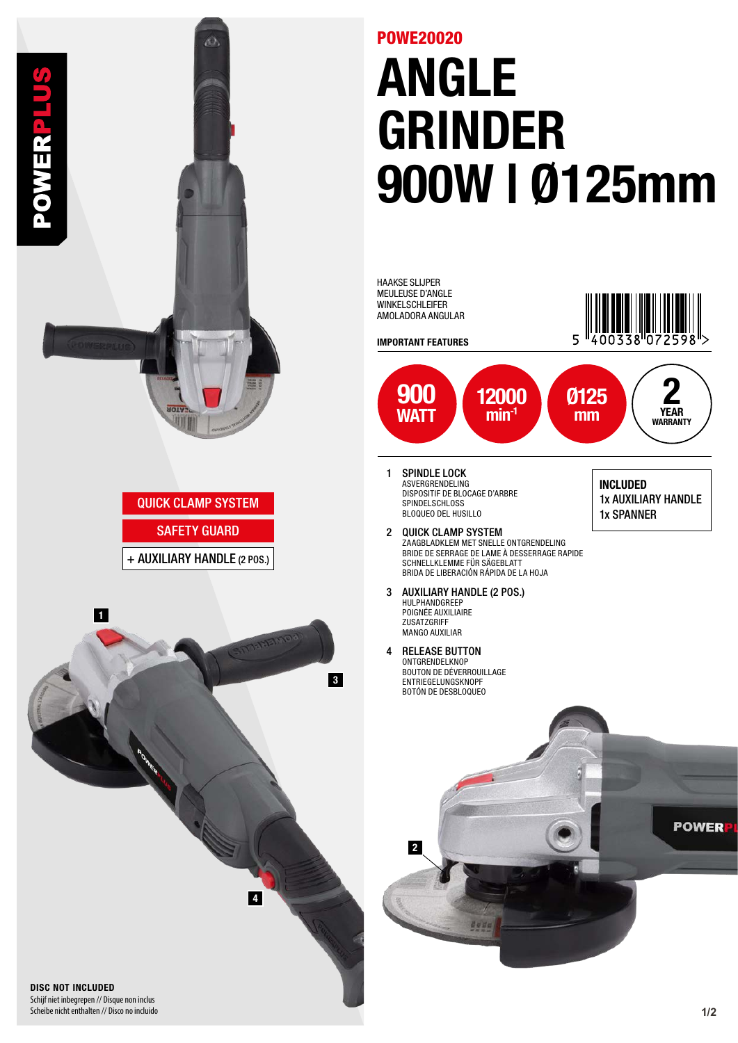POWERPLUS

POWE20020

# ANGLE GRINDER 900W I Ø125mm

HAAKSE SLIJPER
MEULEUSE D'ANGLE
WINKELSCHLEIFER
AMOLADORA ANGULAR

5 400338 072598

**IMPORTANT FEATURES**

- **900 WATT**
- **12000 min$^{-1}$**
- **Ø125 mm**
- **2 YEAR WARRANTY**

QUICK CLAMP SYSTEM

SAFETY GUARD

+ AUXILIARY HANDLE (2 POS.)

1. **SPINDLE LOCK**
   ASVERGRENDELING
   DISPOSITIF DE BLOCAGE D'ARBRE
   SPINDELSCHLOSS
   BLOQUEO DEL HUSILLO
2. **QUICK CLAMP SYSTEM**
   ZAAGBLADKLEM MET SNELLE ONTGRENDELING
   BRIDE DE SERRAGE DE LAME À DESSERRAGE RAPIDE
   SCHNELLKLEMME FÜR SÄGEBLATT
   BRIDA DE LIBERACIÓN RÁPIDA DE LA HOJA
3. **AUXILIARY HANDLE (2 POS.)**
   HULPHANDGREEP
   POIGNÉE AUXILIAIRE
   ZUSATZGRIFF
   MANGO AUXILIAR
4. **RELEASE BUTTON**
   ONTGRENDELKNOP
   BOUTON DE DÉVERROUILLAGE
   ENTRIEGELUNGSKNOPF
   BOTÓN DE DESBLOQUEO

**INCLUDED**
1x AUXILIARY HANDLE
1x SPANNER

**DISC NOT INCLUDED**
Schijf niet inbegrepen // Disque non inclus
Scheibe nicht enthalten // Disco no incluido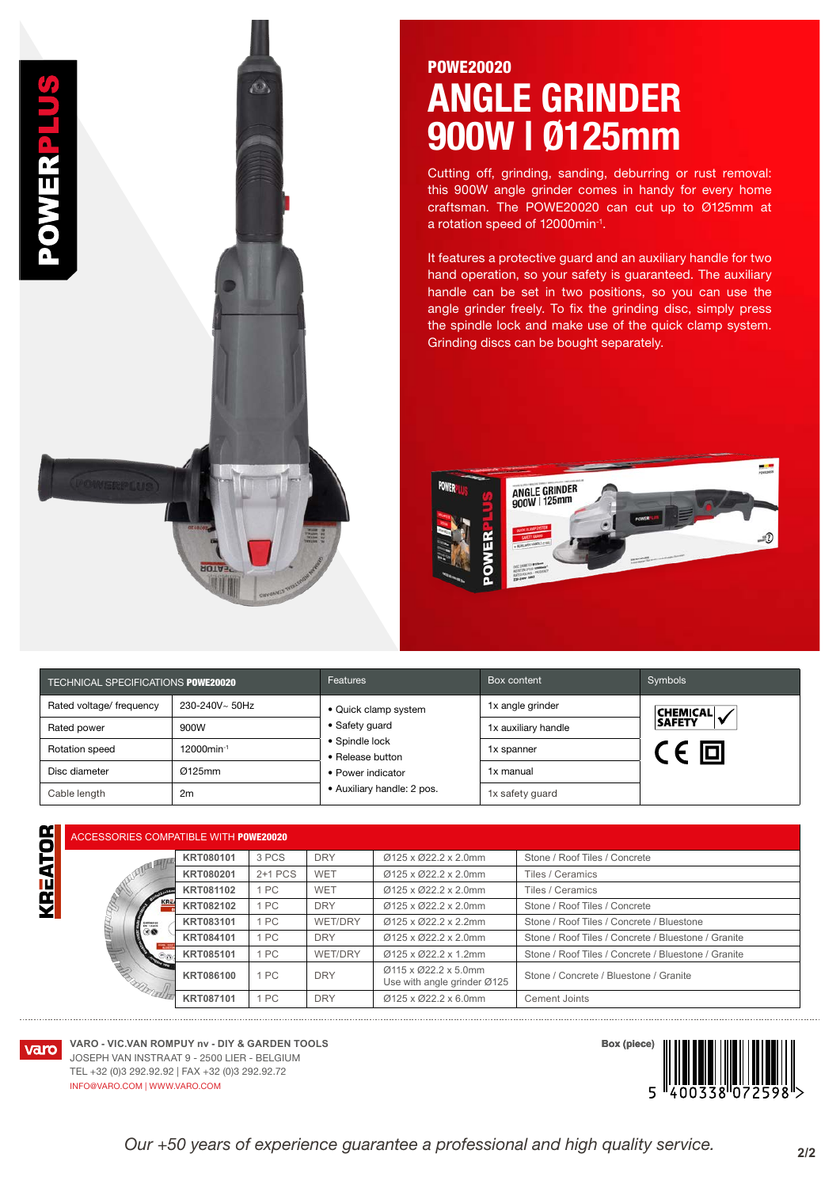POWERPLUS

# POWE20020

# ANGLE GRINDER 900W I Ø125mm

Cutting off, grinding, sanding, deburring or rust removal: this 900W angle grinder comes in handy for every home craftsman. The POWE20020 can cut up to Ø125mm at a rotation speed of 12000min$^{-1}$.

It features a protective guard and an auxiliary handle for two hand operation, so your safety is guaranteed. The auxiliary handle can be set in two positions, so you can use the angle grinder freely. To fix the grinding disc, simply press the spindle lock and make use of the quick clamp system. Grinding discs can be bought separately.

| TECHNICAL SPECIFICATIONS **POWE20020** | | Features | Box content | Symbols |
|---|---|---|---|---|
| Rated voltage/ frequency | 230-240V~ 50Hz | • Quick clamp system<br>• Safety guard<br>• Spindle lock<br>• Release button<br>• Power indicator<br>• Auxiliary handle: 2 pos. | 1x angle grinder | CHEMICAL SAFETY, CE |
| Rated power | 900W | | 1x auxiliary handle | |
| Rotation speed | 12000min$^{-1}$ | | 1x spanner | |
| Disc diameter | Ø125mm | | 1x manual | |
| Cable length | 2m | | 1x safety guard | |

KREATOR

| ACCESSORIES COMPATIBLE WITH **POWE20020** | | | | |
|---|---|---|---|---|
| **KRT080101** | 3 PCS | DRY | Ø125 x Ø22.2 x 2.0mm | Stone / Roof Tiles / Concrete |
| **KRT080201** | 2+1 PCS | WET | Ø125 x Ø22.2 x 2.0mm | Tiles / Ceramics |
| **KRT081102** | 1 PC | WET | Ø125 x Ø22.2 x 2.0mm | Tiles / Ceramics |
| **KRT082102** | 1 PC | DRY | Ø125 x Ø22.2 x 2.0mm | Stone / Roof Tiles / Concrete |
| **KRT083101** | 1 PC | WET/DRY | Ø125 x Ø22.2 x 2.2mm | Stone / Roof Tiles / Concrete / Bluestone |
| **KRT084101** | 1 PC | DRY | Ø125 x Ø22.2 x 2.0mm | Stone / Roof Tiles / Concrete / Bluestone / Granite |
| **KRT085101** | 1 PC | WET/DRY | Ø125 x Ø22.2 x 1.2mm | Stone / Roof Tiles / Concrete / Bluestone / Granite |
| **KRT086100** | 1 PC | DRY | Ø115 x Ø22.2 x 5.0mm<br>Use with angle grinder Ø125 | Stone / Concrete / Bluestone / Granite |
| **KRT087101** | 1 PC | DRY | Ø125 x Ø22.2 x 6.0mm | Cement Joints |

varo

**VARO - VIC.VAN ROMPUY nv - DIY & GARDEN TOOLS**
JOSEPH VAN INSTRAAT 9 - 2500 LIER - BELGIUM
TEL +32 (0)3 292.92.92 | FAX +32 (0)3 292.92.72
INFO@VARO.COM | WWW.VARO.COM

**Box (piece)**
5 400338 072598

*Our +50 years of experience guarantee a professional and high quality service.*